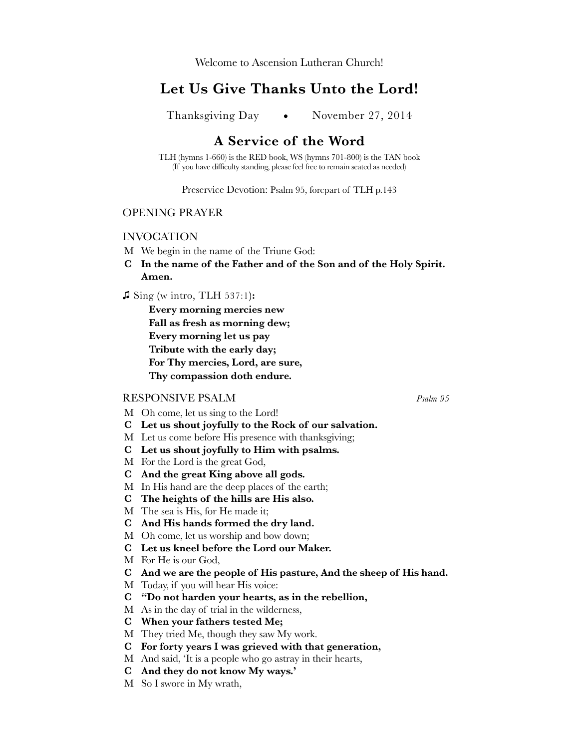Welcome to Ascension Lutheran Church!

# Let Us Give Thanks Unto the Lord!

Thanksgiving Day • November 27, 2014

## A Service of the Word

TLH (hymns 1-660) is the RED book, WS (hymns 701-800) is the TAN book
(If you have difficulty standing, please feel free to remain seated as needed)

Preservice Devotion: Psalm 95, forepart of TLH p.143

### OPENING PRAYER

### INVOCATION

M We begin in the name of the Triune God:

**C In the name of the Father and of the Son and of the Holy Spirit. Amen.**

♫ Sing (w intro, TLH 537:1)**:**

**Every morning mercies new**
**Fall as fresh as morning dew;**
**Every morning let us pay**
**Tribute with the early day;**
**For Thy mercies, Lord, are sure,**
**Thy compassion doth endure.**

### RESPONSIVE PSALM *Psalm 95*

M Oh come, let us sing to the Lord!

**C Let us shout joyfully to the Rock of our salvation.**

M Let us come before His presence with thanksgiving;

**C Let us shout joyfully to Him with psalms.**

M For the Lord is the great God,

**C And the great King above all gods.**

M In His hand are the deep places of the earth;

**C The heights of the hills are His also.**

M The sea is His, for He made it;

**C And His hands formed the dry land.**

M Oh come, let us worship and bow down;

**C Let us kneel before the Lord our Maker.**

M For He is our God,

**C And we are the people of His pasture, And the sheep of His hand.**

M Today, if you will hear His voice:

**C "Do not harden your hearts, as in the rebellion,**

M As in the day of trial in the wilderness,

**C When your fathers tested Me;**

M They tried Me, though they saw My work.

**C For forty years I was grieved with that generation,**

M And said, 'It is a people who go astray in their hearts,

**C And they do not know My ways.'**

M So I swore in My wrath,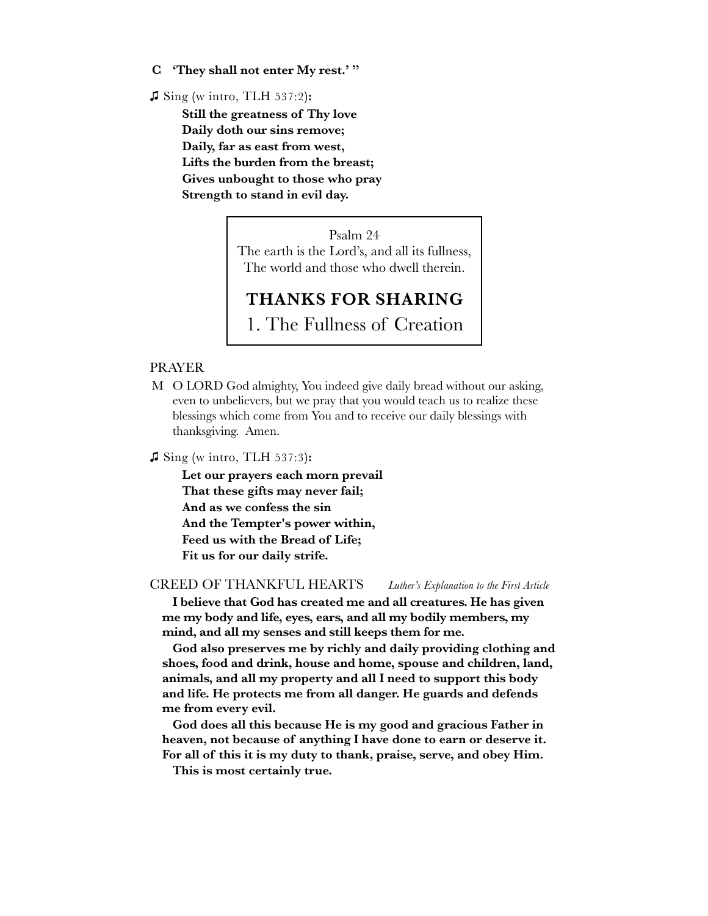**C 'They shall not enter My rest.' "**

♫ Sing (w intro, TLH 537:2)**:**

> **Still the greatness of Thy love**
> **Daily doth our sins remove;**
> **Daily, far as east from west,**
> **Lifts the burden from the breast;**
> **Gives unbought to those who pray**
> **Strength to stand in evil day.**

Psalm 24
The earth is the Lord's, and all its fullness,
The world and those who dwell therein.

## THANKS FOR SHARING

## 1. The Fullness of Creation

PRAYER

M O LORD God almighty, You indeed give daily bread without our asking, even to unbelievers, but we pray that you would teach us to realize these blessings which come from You and to receive our daily blessings with thanksgiving. Amen.

♫ Sing (w intro, TLH 537:3)**:**

> **Let our prayers each morn prevail**
> **That these gifts may never fail;**
> **And as we confess the sin**
> **And the Tempter's power within,**
> **Feed us with the Bread of Life;**
> **Fit us for our daily strife.**

CREED OF THANKFUL HEARTS *Luther's Explanation to the First Article*

**I believe that God has created me and all creatures. He has given me my body and life, eyes, ears, and all my bodily members, my mind, and all my senses and still keeps them for me.**

**God also preserves me by richly and daily providing clothing and shoes, food and drink, house and home, spouse and children, land, animals, and all my property and all I need to support this body and life. He protects me from all danger. He guards and defends me from every evil.**

**God does all this because He is my good and gracious Father in heaven, not because of anything I have done to earn or deserve it. For all of this it is my duty to thank, praise, serve, and obey Him.**

**This is most certainly true.**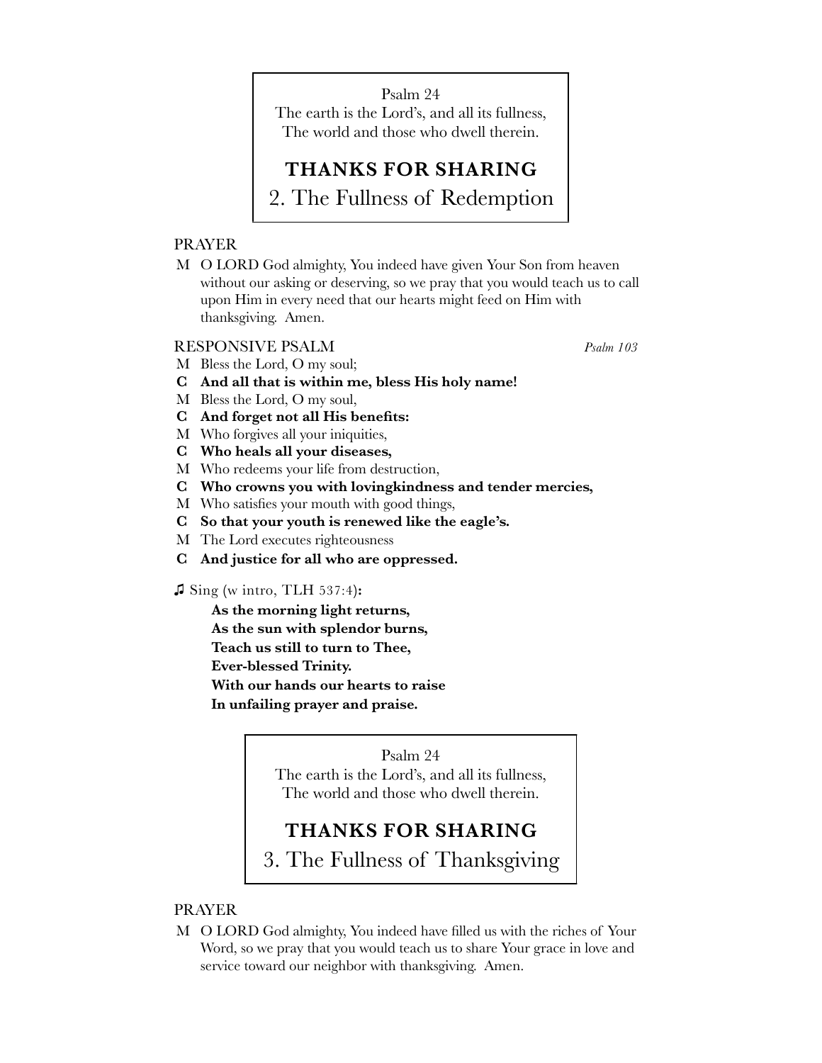Psalm 24
The earth is the Lord's, and all its fullness,
The world and those who dwell therein.

## THANKS FOR SHARING

## 2. The Fullness of Redemption

PRAYER

M O LORD God almighty, You indeed have given Your Son from heaven without our asking or deserving, so we pray that you would teach us to call upon Him in every need that our hearts might feed on Him with thanksgiving. Amen.

RESPONSIVE PSALM *Psalm 103*

M Bless the Lord, O my soul;

**C And all that is within me, bless His holy name!**

M Bless the Lord, O my soul,

**C And forget not all His benefits:**

M Who forgives all your iniquities,

**C Who heals all your diseases,**

M Who redeems your life from destruction,

**C Who crowns you with lovingkindness and tender mercies,**

M Who satisfies your mouth with good things,

**C So that your youth is renewed like the eagle's.**

M The Lord executes righteousness

**C And justice for all who are oppressed.**

♫ Sing (w intro, TLH 537:4)**:**

**As the morning light returns,**
**As the sun with splendor burns,**
**Teach us still to turn to Thee,**
**Ever-blessed Trinity.**
**With our hands our hearts to raise**
**In unfailing prayer and praise.**

Psalm 24
The earth is the Lord's, and all its fullness,
The world and those who dwell therein.

## THANKS FOR SHARING

## 3. The Fullness of Thanksgiving

PRAYER

M O LORD God almighty, You indeed have filled us with the riches of Your Word, so we pray that you would teach us to share Your grace in love and service toward our neighbor with thanksgiving. Amen.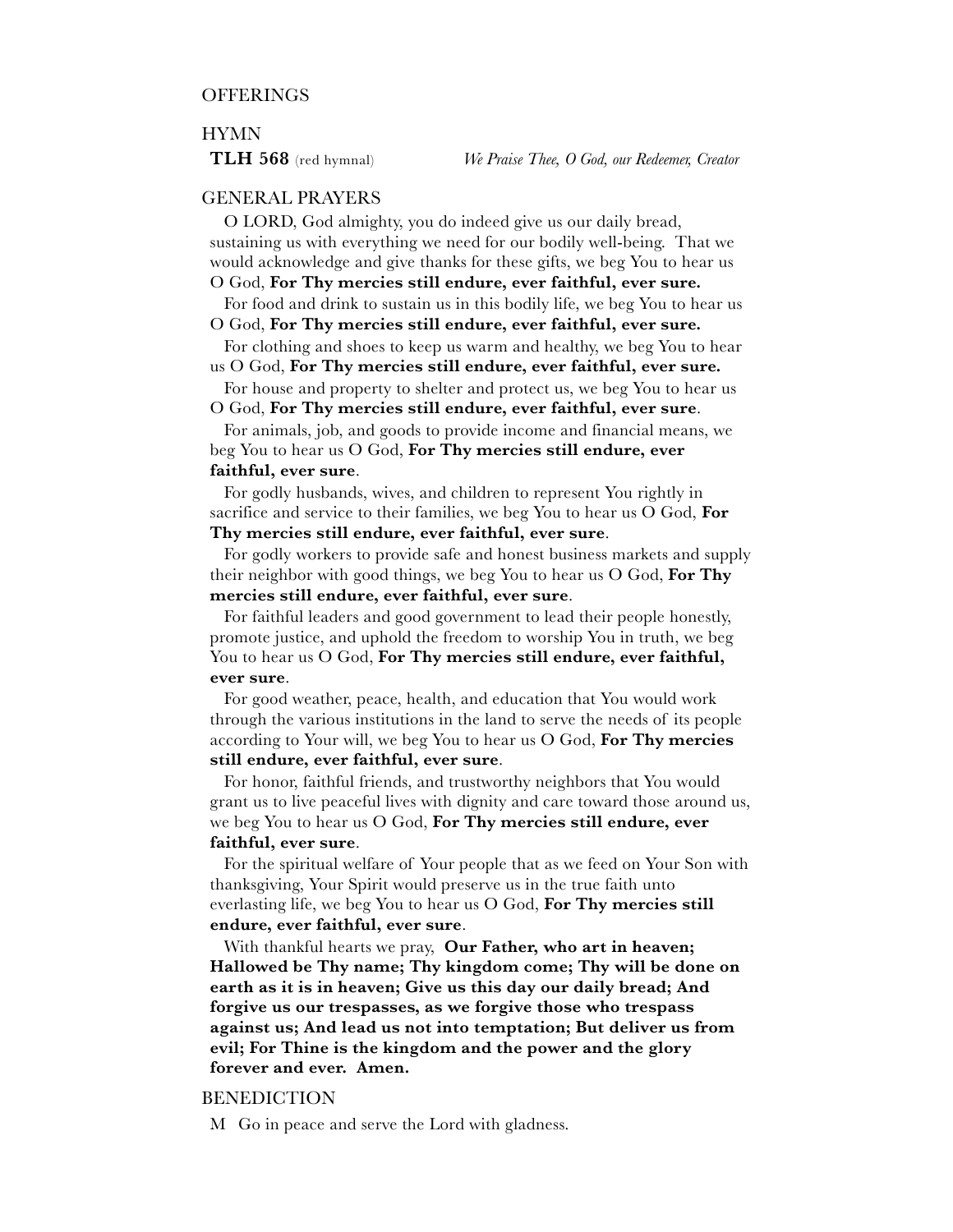OFFERINGS

HYMN

**TLH 568** (red hymnal) *We Praise Thee, O God, our Redeemer, Creator*

GENERAL PRAYERS

O LORD, God almighty, you do indeed give us our daily bread, sustaining us with everything we need for our bodily well-being. That we would acknowledge and give thanks for these gifts, we beg You to hear us O God, **For Thy mercies still endure, ever faithful, ever sure.**

For food and drink to sustain us in this bodily life, we beg You to hear us O God, **For Thy mercies still endure, ever faithful, ever sure.**

For clothing and shoes to keep us warm and healthy, we beg You to hear us O God, **For Thy mercies still endure, ever faithful, ever sure.**

For house and property to shelter and protect us, we beg You to hear us O God, **For Thy mercies still endure, ever faithful, ever sure**.

For animals, job, and goods to provide income and financial means, we beg You to hear us O God, **For Thy mercies still endure, ever faithful, ever sure**.

For godly husbands, wives, and children to represent You rightly in sacrifice and service to their families, we beg You to hear us O God, **For Thy mercies still endure, ever faithful, ever sure**.

For godly workers to provide safe and honest business markets and supply their neighbor with good things, we beg You to hear us O God, **For Thy mercies still endure, ever faithful, ever sure**.

For faithful leaders and good government to lead their people honestly, promote justice, and uphold the freedom to worship You in truth, we beg You to hear us O God, **For Thy mercies still endure, ever faithful, ever sure**.

For good weather, peace, health, and education that You would work through the various institutions in the land to serve the needs of its people according to Your will, we beg You to hear us O God, **For Thy mercies still endure, ever faithful, ever sure**.

For honor, faithful friends, and trustworthy neighbors that You would grant us to live peaceful lives with dignity and care toward those around us, we beg You to hear us O God, **For Thy mercies still endure, ever faithful, ever sure**.

For the spiritual welfare of Your people that as we feed on Your Son with thanksgiving, Your Spirit would preserve us in the true faith unto everlasting life, we beg You to hear us O God, **For Thy mercies still endure, ever faithful, ever sure**.

With thankful hearts we pray, **Our Father, who art in heaven; Hallowed be Thy name; Thy kingdom come; Thy will be done on earth as it is in heaven; Give us this day our daily bread; And forgive us our trespasses, as we forgive those who trespass against us; And lead us not into temptation; But deliver us from evil; For Thine is the kingdom and the power and the glory forever and ever. Amen.**

BENEDICTION

M Go in peace and serve the Lord with gladness.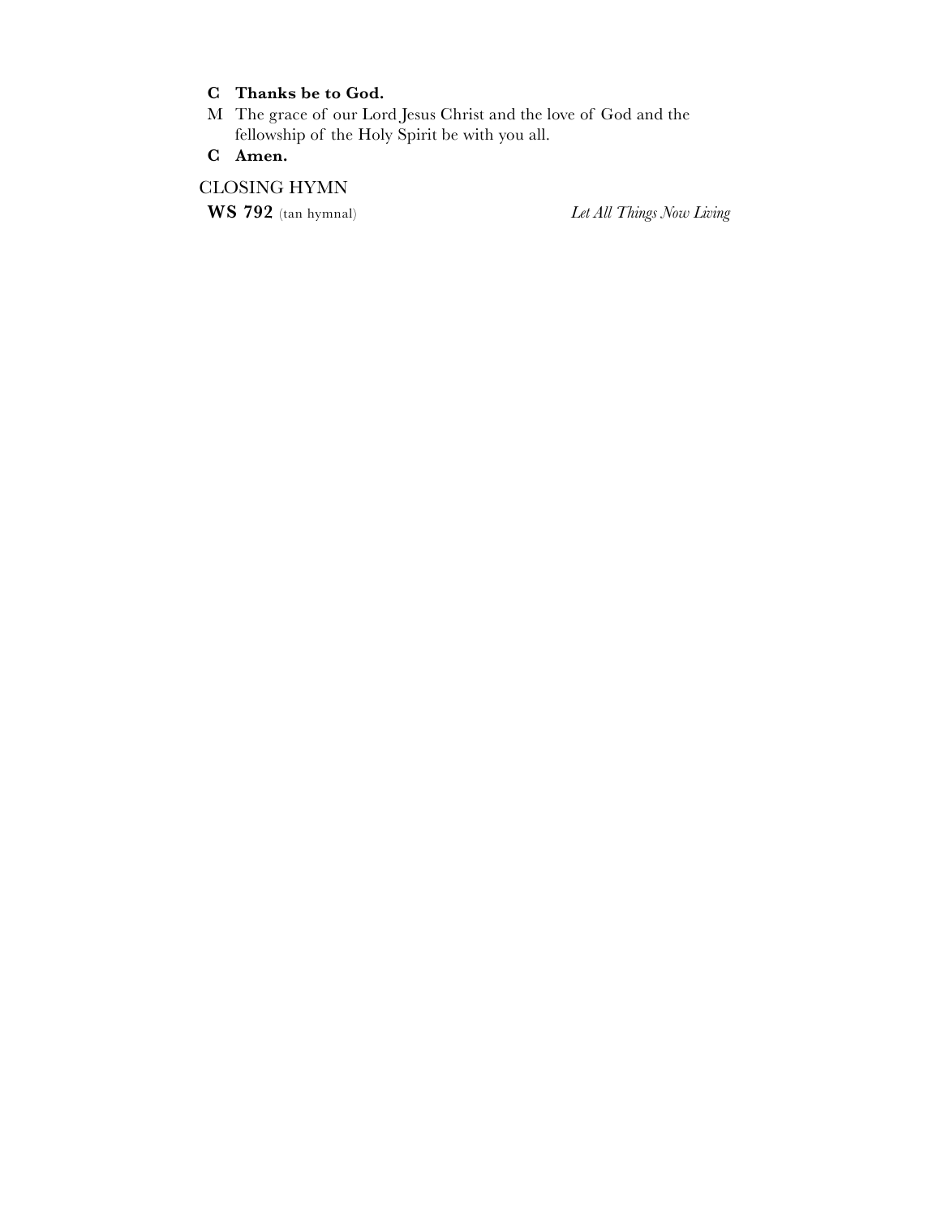**C Thanks be to God.**

M The grace of our Lord Jesus Christ and the love of God and the fellowship of the Holy Spirit be with you all.

**C Amen.**

CLOSING HYMN

**WS 792** (tan hymnal) *Let All Things Now Living*